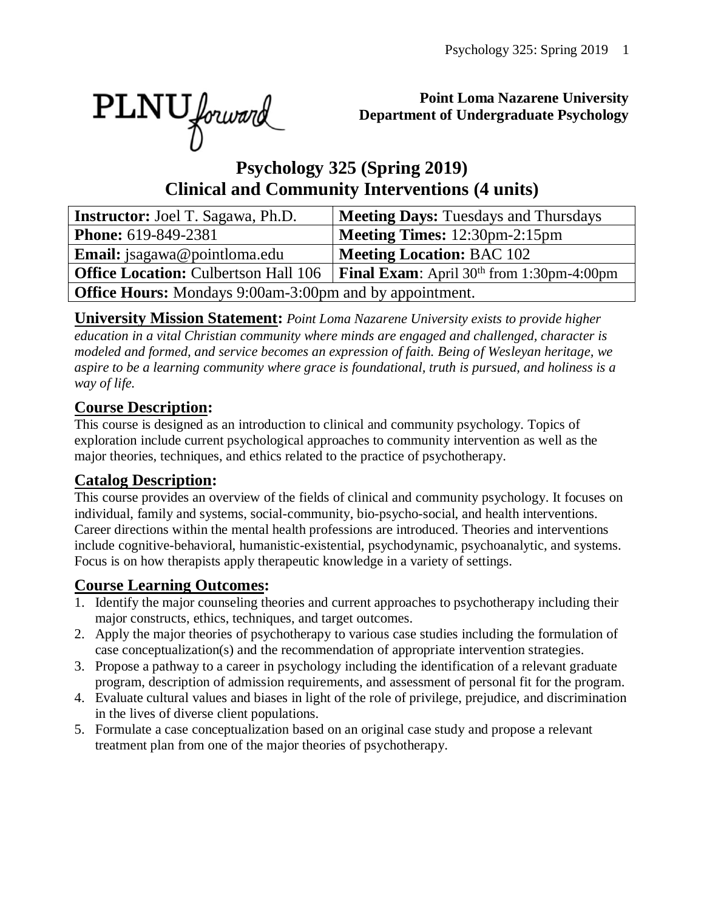**Point Loma Nazarene University**
**Department of Undergraduate Psychology**

# Psychology 325 (Spring 2019)
# Clinical and Community Interventions (4 units)

| **Instructor:** Joel T. Sagawa, Ph.D. | **Meeting Days:** Tuesdays and Thursdays |
|---|---|
| **Phone:** 619-849-2381 | **Meeting Times:** 12:30pm-2:15pm |
| **Email:** jsagawa@pointloma.edu | **Meeting Location:** BAC 102 |
| **Office Location:** Culbertson Hall 106 | **Final Exam**: April 30th from 1:30pm-4:00pm |
| **Office Hours:** Mondays 9:00am-3:00pm and by appointment. | |

**University Mission Statement:** *Point Loma Nazarene University exists to provide higher education in a vital Christian community where minds are engaged and challenged, character is modeled and formed, and service becomes an expression of faith. Being of Wesleyan heritage, we aspire to be a learning community where grace is foundational, truth is pursued, and holiness is a way of life.*

## Course Description:

This course is designed as an introduction to clinical and community psychology. Topics of exploration include current psychological approaches to community intervention as well as the major theories, techniques, and ethics related to the practice of psychotherapy.

## Catalog Description:

This course provides an overview of the fields of clinical and community psychology. It focuses on individual, family and systems, social-community, bio-psycho-social, and health interventions. Career directions within the mental health professions are introduced. Theories and interventions include cognitive-behavioral, humanistic-existential, psychodynamic, psychoanalytic, and systems. Focus is on how therapists apply therapeutic knowledge in a variety of settings.

## Course Learning Outcomes:

1. Identify the major counseling theories and current approaches to psychotherapy including their major constructs, ethics, techniques, and target outcomes.
2. Apply the major theories of psychotherapy to various case studies including the formulation of case conceptualization(s) and the recommendation of appropriate intervention strategies.
3. Propose a pathway to a career in psychology including the identification of a relevant graduate program, description of admission requirements, and assessment of personal fit for the program.
4. Evaluate cultural values and biases in light of the role of privilege, prejudice, and discrimination in the lives of diverse client populations.
5. Formulate a case conceptualization based on an original case study and propose a relevant treatment plan from one of the major theories of psychotherapy.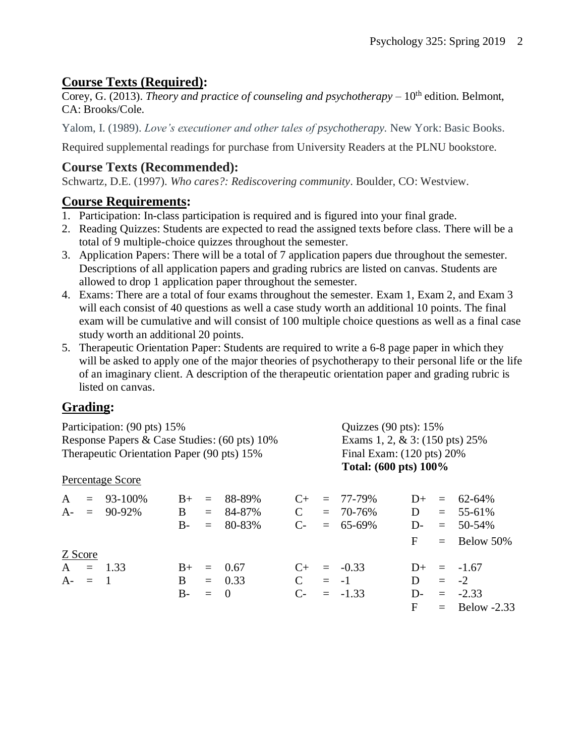## Course Texts (Required):

Corey, G. (2013). *Theory and practice of counseling and psychotherapy* – 10th edition. Belmont, CA: Brooks/Cole.

Yalom, I. (1989). *Love's executioner and other tales of psychotherapy.* New York: Basic Books.

Required supplemental readings for purchase from University Readers at the PLNU bookstore.

## Course Texts (Recommended):

Schwartz, D.E. (1997). *Who cares?: Rediscovering community*. Boulder, CO: Westview.

## Course Requirements:

1. Participation: In-class participation is required and is figured into your final grade.
2. Reading Quizzes: Students are expected to read the assigned texts before class. There will be a total of 9 multiple-choice quizzes throughout the semester.
3. Application Papers: There will be a total of 7 application papers due throughout the semester. Descriptions of all application papers and grading rubrics are listed on canvas. Students are allowed to drop 1 application paper throughout the semester.
4. Exams: There are a total of four exams throughout the semester. Exam 1, Exam 2, and Exam 3 will each consist of 40 questions as well a case study worth an additional 10 points. The final exam will be cumulative and will consist of 100 multiple choice questions as well as a final case study worth an additional 20 points.
5. Therapeutic Orientation Paper: Students are required to write a 6-8 page paper in which they will be asked to apply one of the major theories of psychotherapy to their personal life or the life of an imaginary client. A description of the therapeutic orientation paper and grading rubric is listed on canvas.

## Grading:

Participation: (90 pts) 15%
Response Papers & Case Studies: (60 pts) 10%
Therapeutic Orientation Paper (90 pts) 15%
Quizzes (90 pts): 15%
Exams 1, 2, & 3: (150 pts) 25%
Final Exam: (120 pts) 20%
**Total: (600 pts) 100%**

Percentage Score

| | | | | | | | | | | | |
|---|---|---|---|---|---|---|---|---|---|---|---|
| A | = | 93-100% | B+ | = | 88-89% | C+ | = | 77-79% | D+ | = | 62-64% |
| A- | = | 90-92% | B | = | 84-87% | C | = | 70-76% | D | = | 55-61% |
| | | | B- | = | 80-83% | C- | = | 65-69% | D- | = | 50-54% |
| | | | | | | | | | F | = | Below 50% |

Z Score

| | | | | | | | | | | | |
|---|---|---|---|---|---|---|---|---|---|---|---|
| A | = | 1.33 | B+ | = | 0.67 | C+ | = | -0.33 | D+ | = | -1.67 |
| A- | = | 1 | B | = | 0.33 | C | = | -1 | D | = | -2 |
| | | | B- | = | 0 | C- | = | -1.33 | D- | = | -2.33 |
| | | | | | | | | | F | = | Below -2.33 |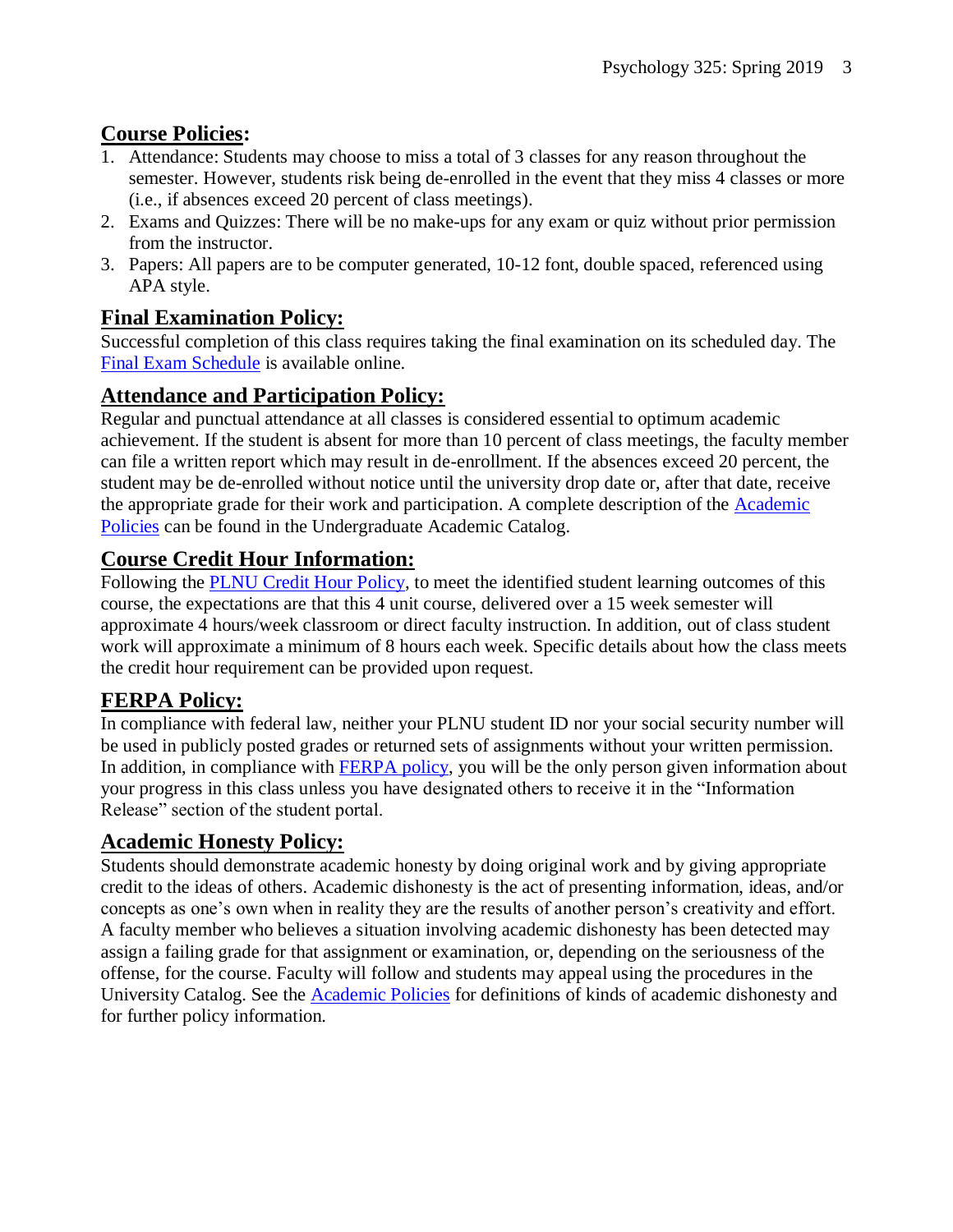## Course Policies:

1. Attendance: Students may choose to miss a total of 3 classes for any reason throughout the semester. However, students risk being de-enrolled in the event that they miss 4 classes or more (i.e., if absences exceed 20 percent of class meetings).
2. Exams and Quizzes: There will be no make-ups for any exam or quiz without prior permission from the instructor.
3. Papers: All papers are to be computer generated, 10-12 font, double spaced, referenced using APA style.

## Final Examination Policy:

Successful completion of this class requires taking the final examination on its scheduled day. The Final Exam Schedule is available online.

## Attendance and Participation Policy:

Regular and punctual attendance at all classes is considered essential to optimum academic achievement. If the student is absent for more than 10 percent of class meetings, the faculty member can file a written report which may result in de-enrollment. If the absences exceed 20 percent, the student may be de-enrolled without notice until the university drop date or, after that date, receive the appropriate grade for their work and participation. A complete description of the Academic Policies can be found in the Undergraduate Academic Catalog.

## Course Credit Hour Information:

Following the PLNU Credit Hour Policy, to meet the identified student learning outcomes of this course, the expectations are that this 4 unit course, delivered over a 15 week semester will approximate 4 hours/week classroom or direct faculty instruction. In addition, out of class student work will approximate a minimum of 8 hours each week. Specific details about how the class meets the credit hour requirement can be provided upon request.

## FERPA Policy:

In compliance with federal law, neither your PLNU student ID nor your social security number will be used in publicly posted grades or returned sets of assignments without your written permission. In addition, in compliance with FERPA policy, you will be the only person given information about your progress in this class unless you have designated others to receive it in the "Information Release" section of the student portal.

## Academic Honesty Policy:

Students should demonstrate academic honesty by doing original work and by giving appropriate credit to the ideas of others. Academic dishonesty is the act of presenting information, ideas, and/or concepts as one's own when in reality they are the results of another person's creativity and effort. A faculty member who believes a situation involving academic dishonesty has been detected may assign a failing grade for that assignment or examination, or, depending on the seriousness of the offense, for the course. Faculty will follow and students may appeal using the procedures in the University Catalog. See the Academic Policies for definitions of kinds of academic dishonesty and for further policy information.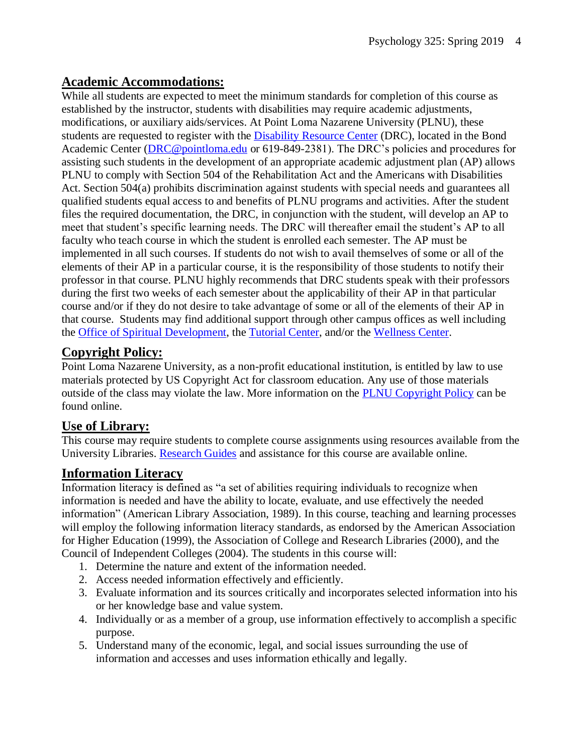## Academic Accommodations:

While all students are expected to meet the minimum standards for completion of this course as established by the instructor, students with disabilities may require academic adjustments, modifications, or auxiliary aids/services. At Point Loma Nazarene University (PLNU), these students are requested to register with the Disability Resource Center (DRC), located in the Bond Academic Center (DRC@pointloma.edu or 619-849-2381). The DRC's policies and procedures for assisting such students in the development of an appropriate academic adjustment plan (AP) allows PLNU to comply with Section 504 of the Rehabilitation Act and the Americans with Disabilities Act. Section 504(a) prohibits discrimination against students with special needs and guarantees all qualified students equal access to and benefits of PLNU programs and activities. After the student files the required documentation, the DRC, in conjunction with the student, will develop an AP to meet that student's specific learning needs. The DRC will thereafter email the student's AP to all faculty who teach course in which the student is enrolled each semester. The AP must be implemented in all such courses. If students do not wish to avail themselves of some or all of the elements of their AP in a particular course, it is the responsibility of those students to notify their professor in that course. PLNU highly recommends that DRC students speak with their professors during the first two weeks of each semester about the applicability of their AP in that particular course and/or if they do not desire to take advantage of some or all of the elements of their AP in that course. Students may find additional support through other campus offices as well including the Office of Spiritual Development, the Tutorial Center, and/or the Wellness Center.

## Copyright Policy:

Point Loma Nazarene University, as a non-profit educational institution, is entitled by law to use materials protected by US Copyright Act for classroom education. Any use of those materials outside of the class may violate the law. More information on the PLNU Copyright Policy can be found online.

## Use of Library:

This course may require students to complete course assignments using resources available from the University Libraries. Research Guides and assistance for this course are available online.

## Information Literacy

Information literacy is defined as "a set of abilities requiring individuals to recognize when information is needed and have the ability to locate, evaluate, and use effectively the needed information" (American Library Association, 1989). In this course, teaching and learning processes will employ the following information literacy standards, as endorsed by the American Association for Higher Education (1999), the Association of College and Research Libraries (2000), and the Council of Independent Colleges (2004). The students in this course will:

1. Determine the nature and extent of the information needed.
2. Access needed information effectively and efficiently.
3. Evaluate information and its sources critically and incorporates selected information into his or her knowledge base and value system.
4. Individually or as a member of a group, use information effectively to accomplish a specific purpose.
5. Understand many of the economic, legal, and social issues surrounding the use of information and accesses and uses information ethically and legally.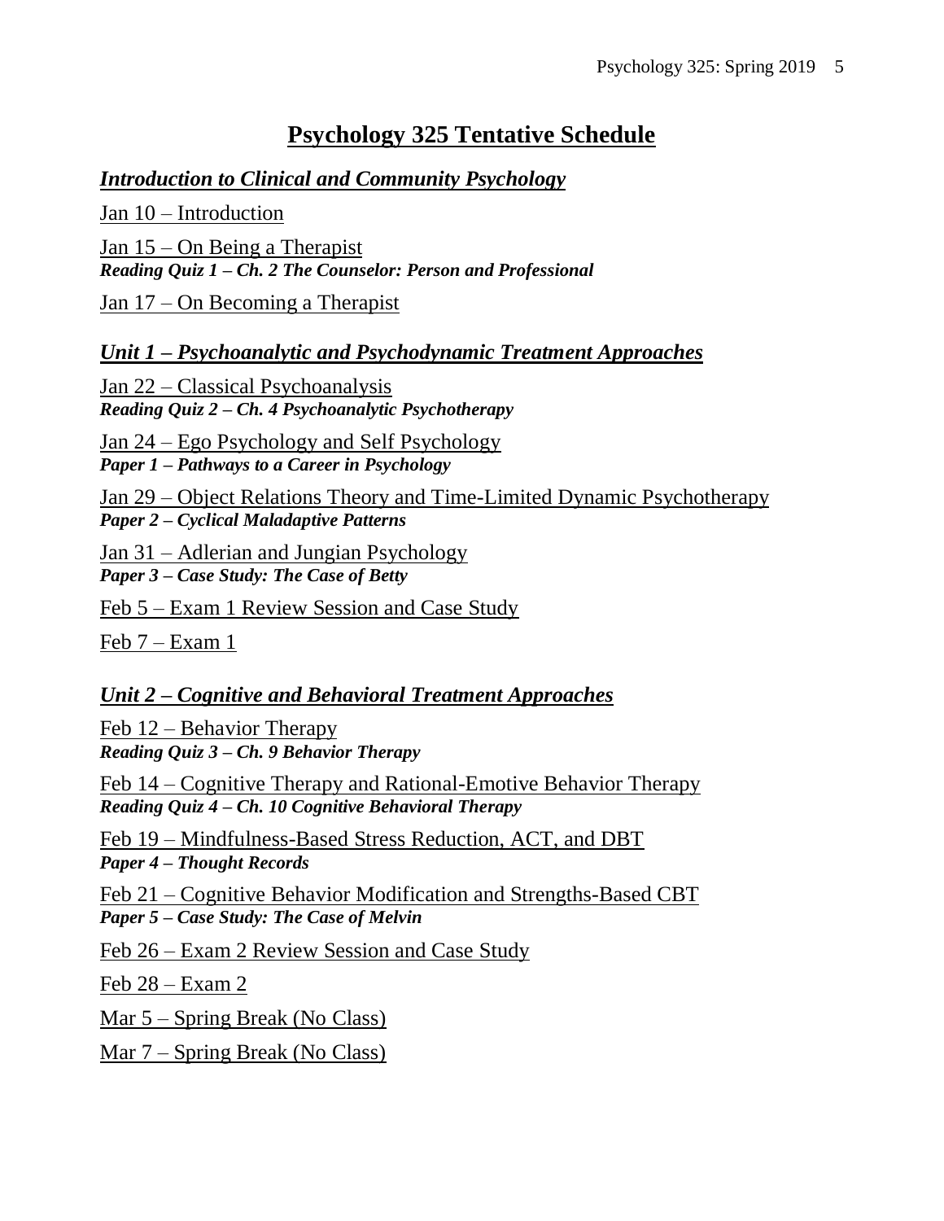# Psychology 325 Tentative Schedule

## *Introduction to Clinical and Community Psychology*

Jan 10 – Introduction

Jan 15 – On Being a Therapist
***Reading Quiz 1 – Ch. 2 The Counselor: Person and Professional***

Jan 17 – On Becoming a Therapist

## *Unit 1 – Psychoanalytic and Psychodynamic Treatment Approaches*

Jan 22 – Classical Psychoanalysis
***Reading Quiz 2 – Ch. 4 Psychoanalytic Psychotherapy***

Jan 24 – Ego Psychology and Self Psychology
***Paper 1 – Pathways to a Career in Psychology***

Jan 29 – Object Relations Theory and Time-Limited Dynamic Psychotherapy
***Paper 2 – Cyclical Maladaptive Patterns***

Jan 31 – Adlerian and Jungian Psychology
***Paper 3 – Case Study: The Case of Betty***

Feb 5 – Exam 1 Review Session and Case Study

Feb 7 – Exam 1

## *Unit 2 – Cognitive and Behavioral Treatment Approaches*

Feb 12 – Behavior Therapy
***Reading Quiz 3 – Ch. 9 Behavior Therapy***

Feb 14 – Cognitive Therapy and Rational-Emotive Behavior Therapy
***Reading Quiz 4 – Ch. 10 Cognitive Behavioral Therapy***

Feb 19 – Mindfulness-Based Stress Reduction, ACT, and DBT
***Paper 4 – Thought Records***

Feb 21 – Cognitive Behavior Modification and Strengths-Based CBT
***Paper 5 – Case Study: The Case of Melvin***

Feb 26 – Exam 2 Review Session and Case Study

Feb 28 – Exam 2

Mar 5 – Spring Break (No Class)

Mar 7 – Spring Break (No Class)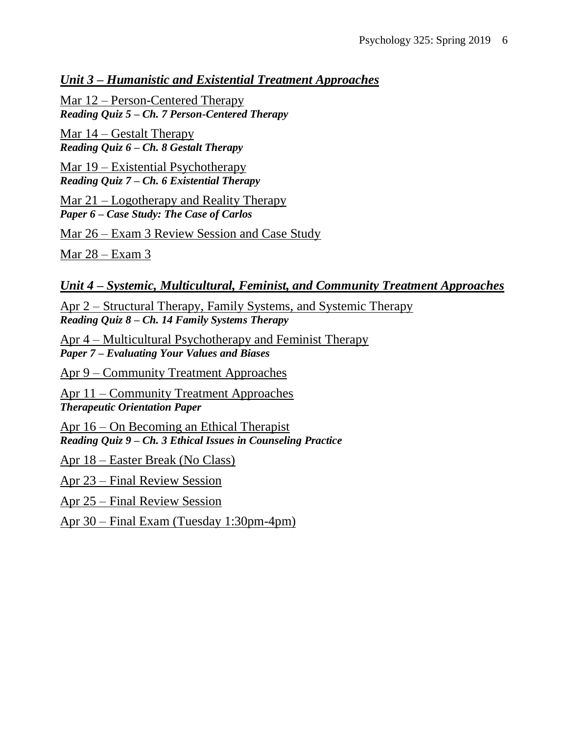## *Unit 3 – Humanistic and Existential Treatment Approaches*

Mar 12 – Person-Centered Therapy
***Reading Quiz 5 – Ch. 7 Person-Centered Therapy***

Mar 14 – Gestalt Therapy
***Reading Quiz 6 – Ch. 8 Gestalt Therapy***

Mar 19 – Existential Psychotherapy
***Reading Quiz 7 – Ch. 6 Existential Therapy***

Mar 21 – Logotherapy and Reality Therapy
***Paper 6 – Case Study: The Case of Carlos***

Mar 26 – Exam 3 Review Session and Case Study

Mar 28 – Exam 3

## *Unit 4 – Systemic, Multicultural, Feminist, and Community Treatment Approaches*

Apr 2 – Structural Therapy, Family Systems, and Systemic Therapy
***Reading Quiz 8 – Ch. 14 Family Systems Therapy***

Apr 4 – Multicultural Psychotherapy and Feminist Therapy
***Paper 7 – Evaluating Your Values and Biases***

Apr 9 – Community Treatment Approaches

Apr 11 – Community Treatment Approaches
***Therapeutic Orientation Paper***

Apr 16 – On Becoming an Ethical Therapist
***Reading Quiz 9 – Ch. 3 Ethical Issues in Counseling Practice***

Apr 18 – Easter Break (No Class)

Apr 23 – Final Review Session

Apr 25 – Final Review Session

Apr 30 – Final Exam (Tuesday 1:30pm-4pm)